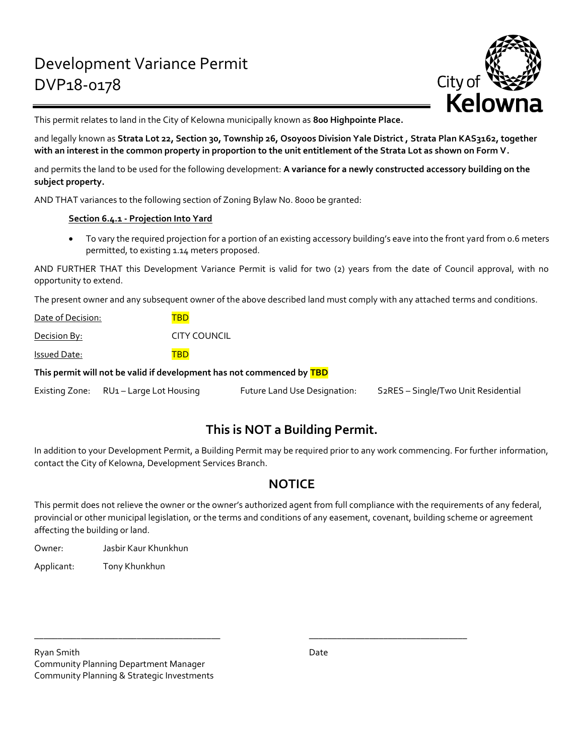# Development Variance Permit DVP18-0178

This permit relates to land in the City of Kelowna municipally known as **800 Highpointe Place.**

and legally known as **Strata Lot 22, Section 30, Township 26, Osoyoos Division Yale District , Strata Plan KAS3162, together with an interest in the common property in proportion to the unit entitlement of the Strata Lot as shown on Form V.**

and permits the land to be used for the following development: **A variance for a newly constructed accessory building on the subject property.**

AND THAT variances to the following section of Zoning Bylaw No. 8000 be granted:

**Section 6.4.1 - Projection Into Yard**

- To vary the required projection for a portion of an existing accessory building's eave into the front yard from 0.6 meters permitted, to existing 1.14 meters proposed.

AND FURTHER THAT this Development Variance Permit is valid for two (2) years from the date of Council approval, with no opportunity to extend.

The present owner and any subsequent owner of the above described land must comply with any attached terms and conditions.

Date of Decision: TBD

Decision By: CITY COUNCIL

Issued Date: TBD

**This permit will not be valid if development has not commenced by TBD**

Existing Zone: RU1 – Large Lot Housing  Future Land Use Designation: S2RES – Single/Two Unit Residential

## This is NOT a Building Permit.

In addition to your Development Permit, a Building Permit may be required prior to any work commencing. For further information, contact the City of Kelowna, Development Services Branch.

## NOTICE

This permit does not relieve the owner or the owner's authorized agent from full compliance with the requirements of any federal, provincial or other municipal legislation, or the terms and conditions of any easement, covenant, building scheme or agreement affecting the building or land.

Owner: Jasbir Kaur Khunkhun

Applicant: Tony Khunkhun

\_\_\_\_\_\_\_\_\_\_\_\_\_\_\_\_\_\_\_\_\_\_\_\_\_\_\_\_\_\_\_\_\_\_\_\_\_\_\_\_

Ryan Smith
Community Planning Department Manager
Community Planning & Strategic Investments

\_\_\_\_\_\_\_\_\_\_\_\_\_\_\_\_\_\_\_\_\_\_\_\_\_\_\_\_\_\_\_\_\_\_\_\_

Date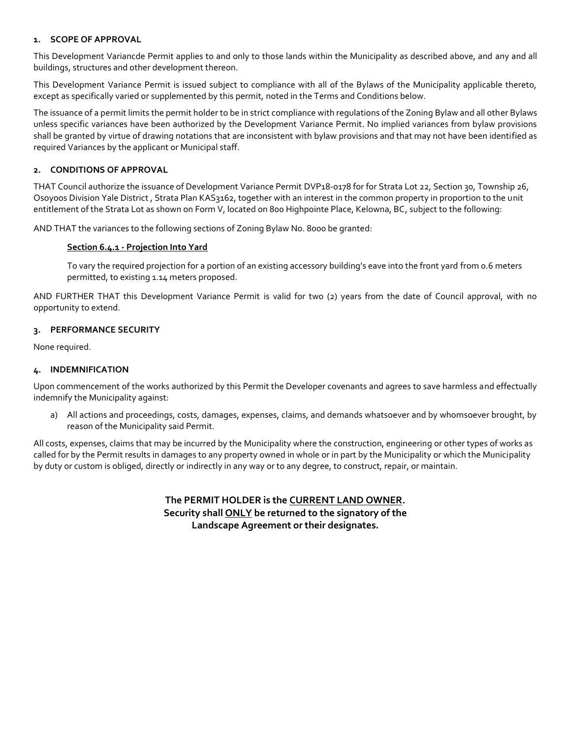## 1. SCOPE OF APPROVAL

This Development Variancde Permit applies to and only to those lands within the Municipality as described above, and any and all buildings, structures and other development thereon.

This Development Variance Permit is issued subject to compliance with all of the Bylaws of the Municipality applicable thereto, except as specifically varied or supplemented by this permit, noted in the Terms and Conditions below.

The issuance of a permit limits the permit holder to be in strict compliance with regulations of the Zoning Bylaw and all other Bylaws unless specific variances have been authorized by the Development Variance Permit. No implied variances from bylaw provisions shall be granted by virtue of drawing notations that are inconsistent with bylaw provisions and that may not have been identified as required Variances by the applicant or Municipal staff.

## 2. CONDITIONS OF APPROVAL

THAT Council authorize the issuance of Development Variance Permit DVP18-0178 for for Strata Lot 22, Section 30, Township 26, Osoyoos Division Yale District , Strata Plan KAS3162, together with an interest in the common property in proportion to the unit entitlement of the Strata Lot as shown on Form V, located on 800 Highpointe Place, Kelowna, BC, subject to the following:

AND THAT the variances to the following sections of Zoning Bylaw No. 8000 be granted:

**Section 6.4.1 - Projection Into Yard**

To vary the required projection for a portion of an existing accessory building's eave into the front yard from 0.6 meters permitted, to existing 1.14 meters proposed.

AND FURTHER THAT this Development Variance Permit is valid for two (2) years from the date of Council approval, with no opportunity to extend.

## 3. PERFORMANCE SECURITY

None required.

## 4. INDEMNIFICATION

Upon commencement of the works authorized by this Permit the Developer covenants and agrees to save harmless and effectually indemnify the Municipality against:

a) All actions and proceedings, costs, damages, expenses, claims, and demands whatsoever and by whomsoever brought, by reason of the Municipality said Permit.

All costs, expenses, claims that may be incurred by the Municipality where the construction, engineering or other types of works as called for by the Permit results in damages to any property owned in whole or in part by the Municipality or which the Municipality by duty or custom is obliged, directly or indirectly in any way or to any degree, to construct, repair, or maintain.

**The PERMIT HOLDER is the CURRENT LAND OWNER.**
**Security shall ONLY be returned to the signatory of the Landscape Agreement or their designates.**